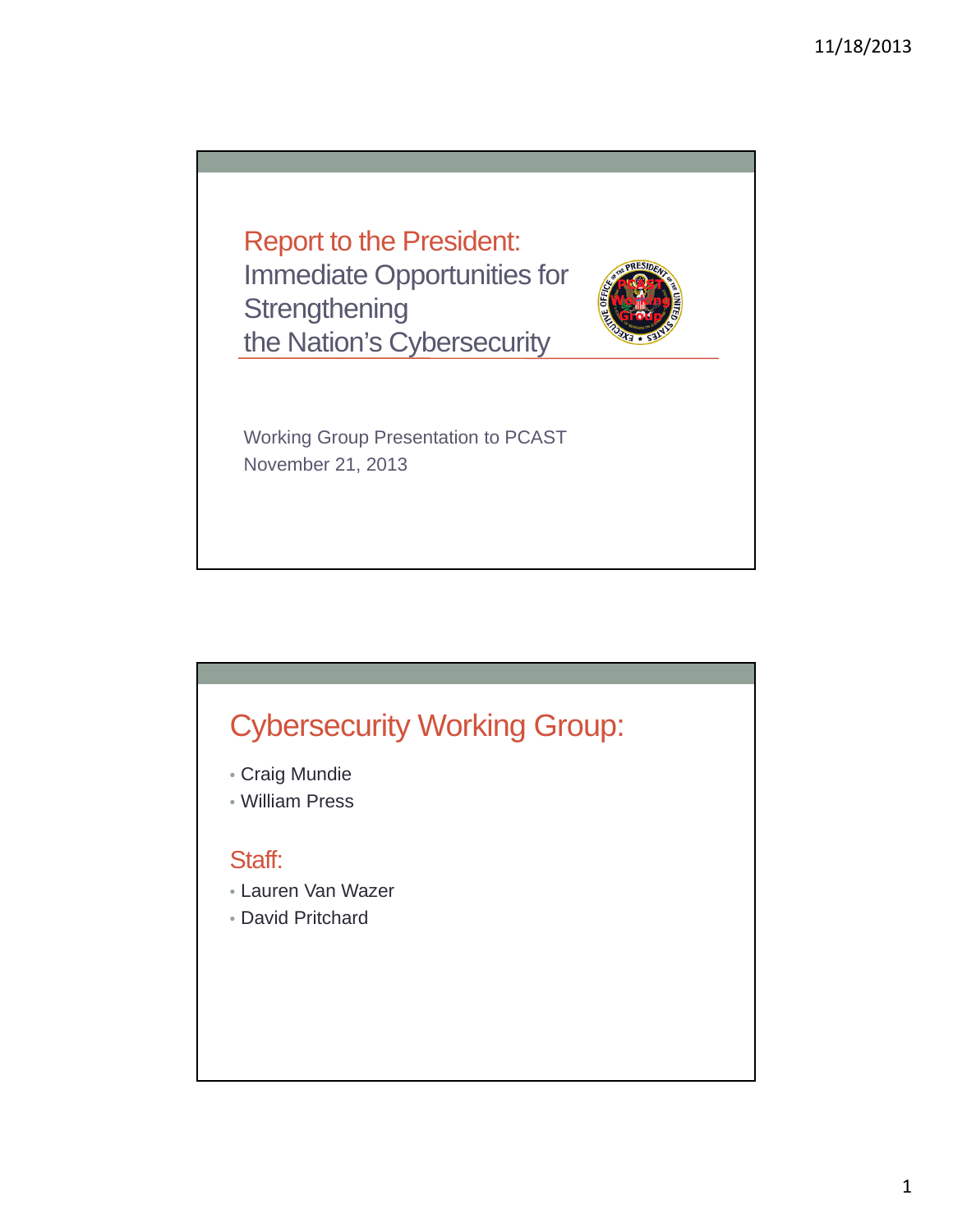# Report to the President: Immediate Opportunities for Strengthening the Nation's Cybersecurity

Working Group Presentation to PCAST
November 21, 2013

## Cybersecurity Working Group:

- Craig Mundie
- William Press

### Staff:

- Lauren Van Wazer
- David Pritchard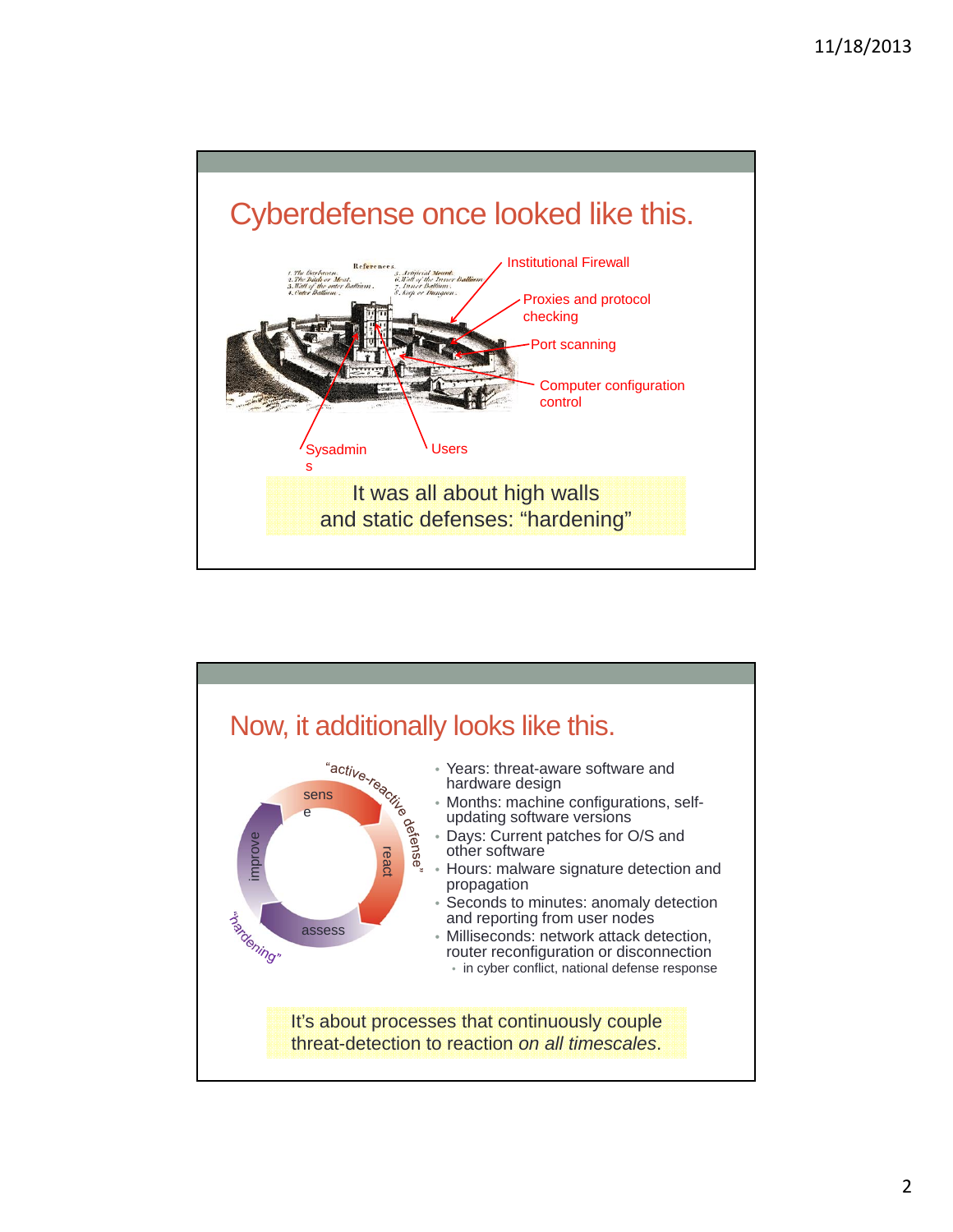## Cyberdefense once looked like this.

- Institutional Firewall
- Proxies and protocol checking
- Port scanning
- Computer configuration control
- Sysadmins
- Users

It was all about high walls and static defenses: "hardening"

## Now, it additionally looks like this.

"active-reactive defense": sense → react → assess → improve ("hardening")

- Years: threat-aware software and hardware design
- Months: machine configurations, self-updating software versions
- Days: Current patches for O/S and other software
- Hours: malware signature detection and propagation
- Seconds to minutes: anomaly detection and reporting from user nodes
- Milliseconds: network attack detection, router reconfiguration or disconnection
  - in cyber conflict, national defense response

It's about processes that continuously couple threat-detection to reaction *on all timescales*.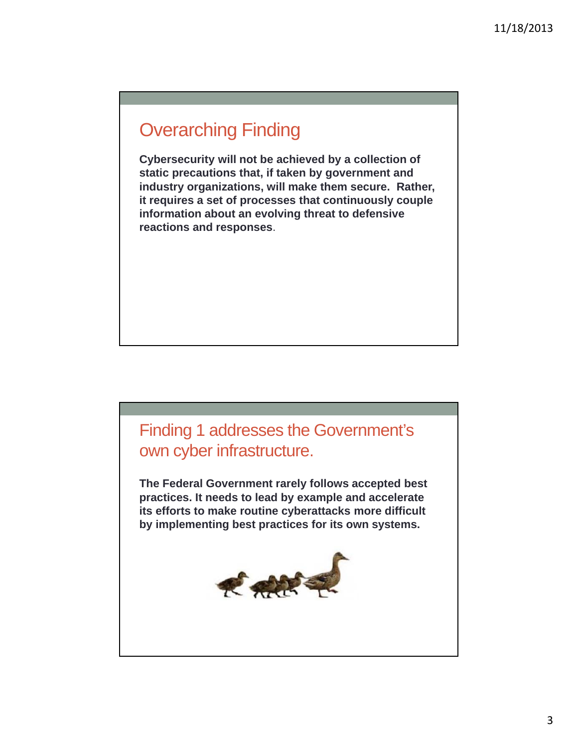## Overarching Finding

**Cybersecurity will not be achieved by a collection of static precautions that, if taken by government and industry organizations, will make them secure. Rather, it requires a set of processes that continuously couple information about an evolving threat to defensive reactions and responses**.

## Finding 1 addresses the Government's own cyber infrastructure.

**The Federal Government rarely follows accepted best practices. It needs to lead by example and accelerate its efforts to make routine cyberattacks more difficult by implementing best practices for its own systems.**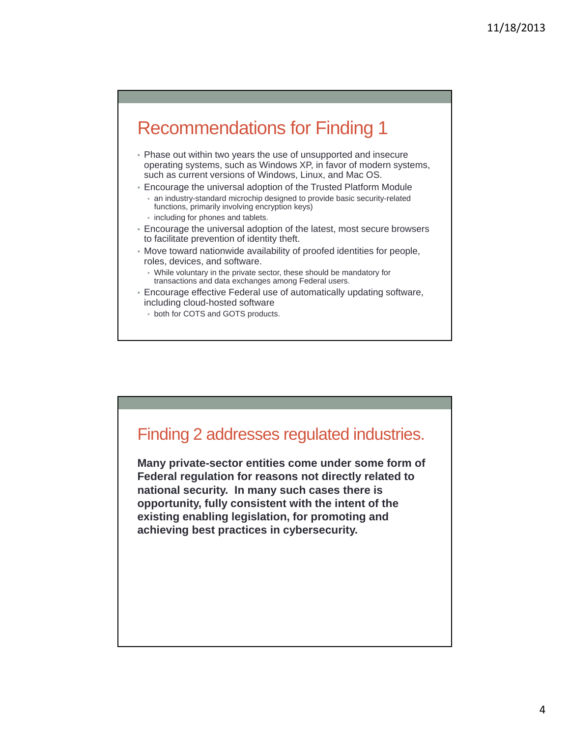## Recommendations for Finding 1

- Phase out within two years the use of unsupported and insecure operating systems, such as Windows XP, in favor of modern systems, such as current versions of Windows, Linux, and Mac OS.
- Encourage the universal adoption of the Trusted Platform Module
  - an industry-standard microchip designed to provide basic security-related functions, primarily involving encryption keys)
  - including for phones and tablets.
- Encourage the universal adoption of the latest, most secure browsers to facilitate prevention of identity theft.
- Move toward nationwide availability of proofed identities for people, roles, devices, and software.
  - While voluntary in the private sector, these should be mandatory for transactions and data exchanges among Federal users.
- Encourage effective Federal use of automatically updating software, including cloud-hosted software
  - both for COTS and GOTS products.

## Finding 2 addresses regulated industries.

**Many private-sector entities come under some form of Federal regulation for reasons not directly related to national security. In many such cases there is opportunity, fully consistent with the intent of the existing enabling legislation, for promoting and achieving best practices in cybersecurity.**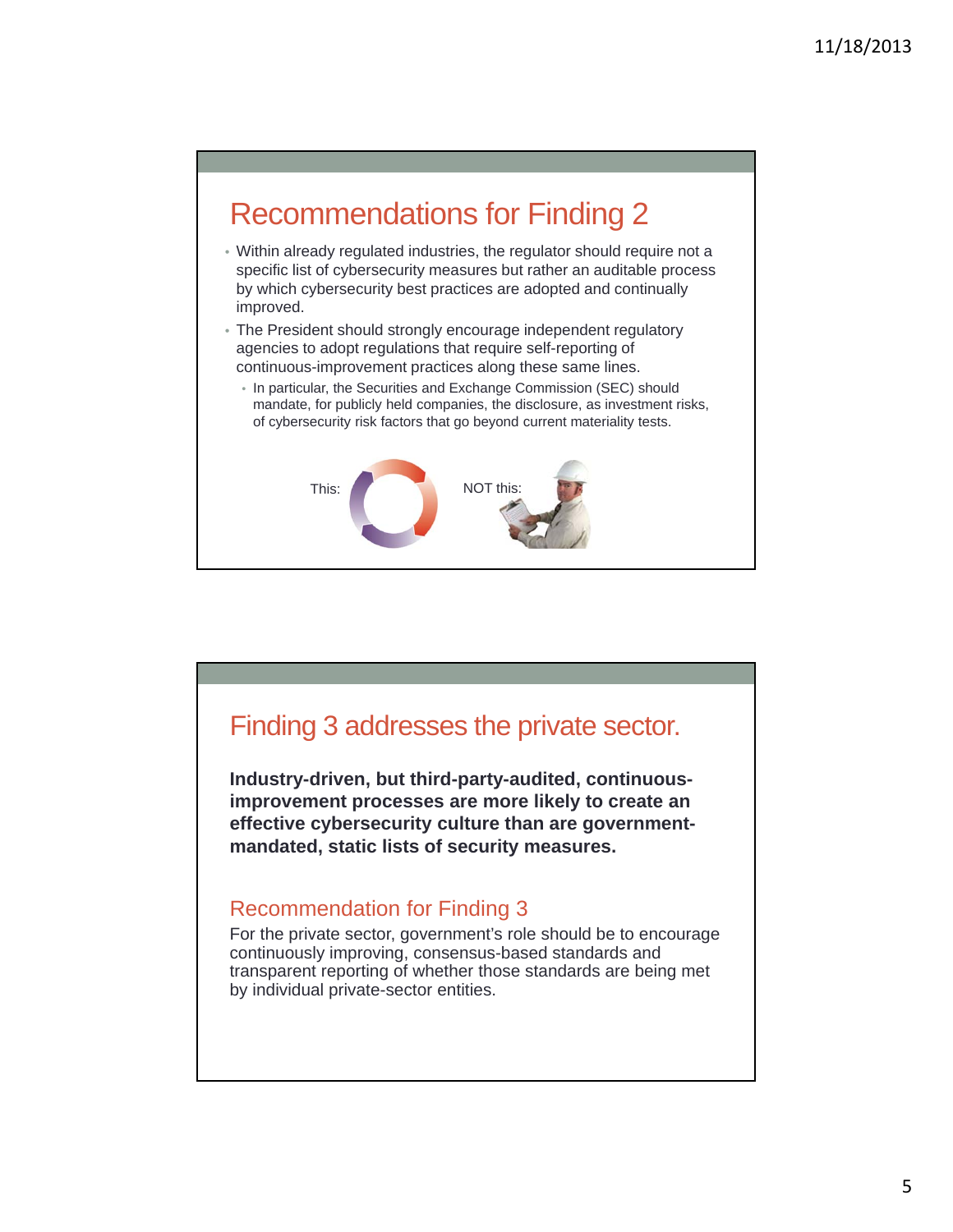## Recommendations for Finding 2

- Within already regulated industries, the regulator should require not a specific list of cybersecurity measures but rather an auditable process by which cybersecurity best practices are adopted and continually improved.
- The President should strongly encourage independent regulatory agencies to adopt regulations that require self-reporting of continuous-improvement practices along these same lines.
  - In particular, the Securities and Exchange Commission (SEC) should mandate, for publicly held companies, the disclosure, as investment risks, of cybersecurity risk factors that go beyond current materiality tests.

This: NOT this:

## Finding 3 addresses the private sector.

**Industry-driven, but third-party-audited, continuous-improvement processes are more likely to create an effective cybersecurity culture than are government-mandated, static lists of security measures.**

### Recommendation for Finding 3

For the private sector, government's role should be to encourage continuously improving, consensus-based standards and transparent reporting of whether those standards are being met by individual private-sector entities.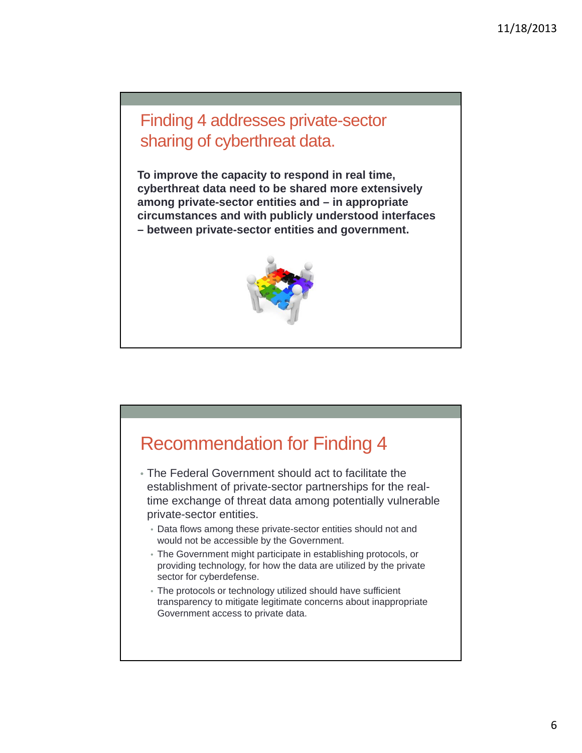## Finding 4 addresses private-sector sharing of cyberthreat data.

**To improve the capacity to respond in real time, cyberthreat data need to be shared more extensively among private-sector entities and – in appropriate circumstances and with publicly understood interfaces – between private-sector entities and government.**

## Recommendation for Finding 4

- The Federal Government should act to facilitate the establishment of private-sector partnerships for the real-time exchange of threat data among potentially vulnerable private-sector entities.
  - Data flows among these private-sector entities should not and would not be accessible by the Government.
  - The Government might participate in establishing protocols, or providing technology, for how the data are utilized by the private sector for cyberdefense.
  - The protocols or technology utilized should have sufficient transparency to mitigate legitimate concerns about inappropriate Government access to private data.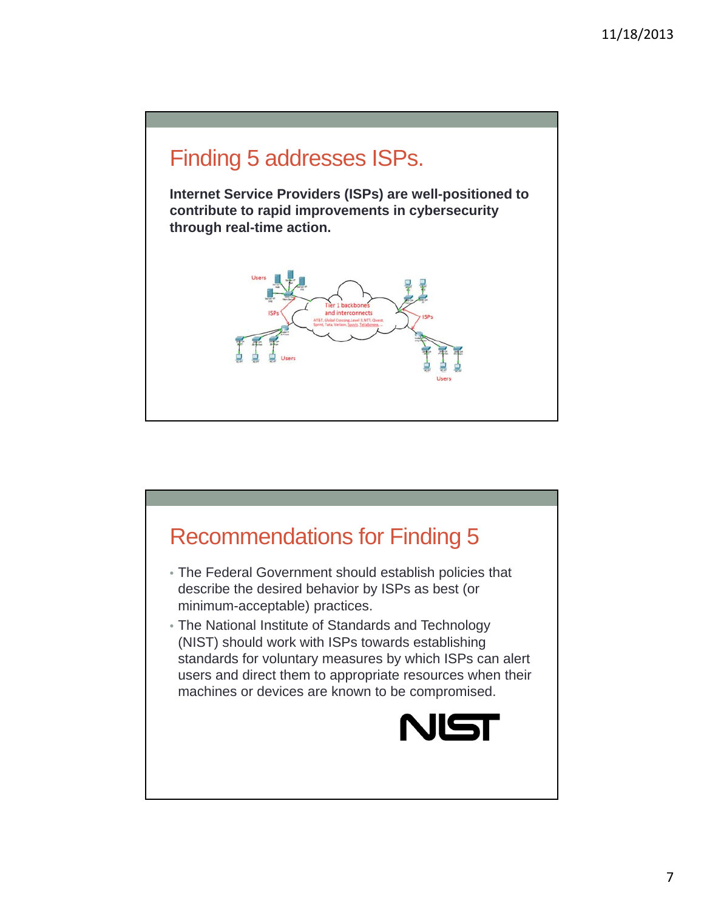## Finding 5 addresses ISPs.

**Internet Service Providers (ISPs) are well-positioned to contribute to rapid improvements in cybersecurity through real-time action.**

## Recommendations for Finding 5

- The Federal Government should establish policies that describe the desired behavior by ISPs as best (or minimum-acceptable) practices.
- The National Institute of Standards and Technology (NIST) should work with ISPs towards establishing standards for voluntary measures by which ISPs can alert users and direct them to appropriate resources when their machines or devices are known to be compromised.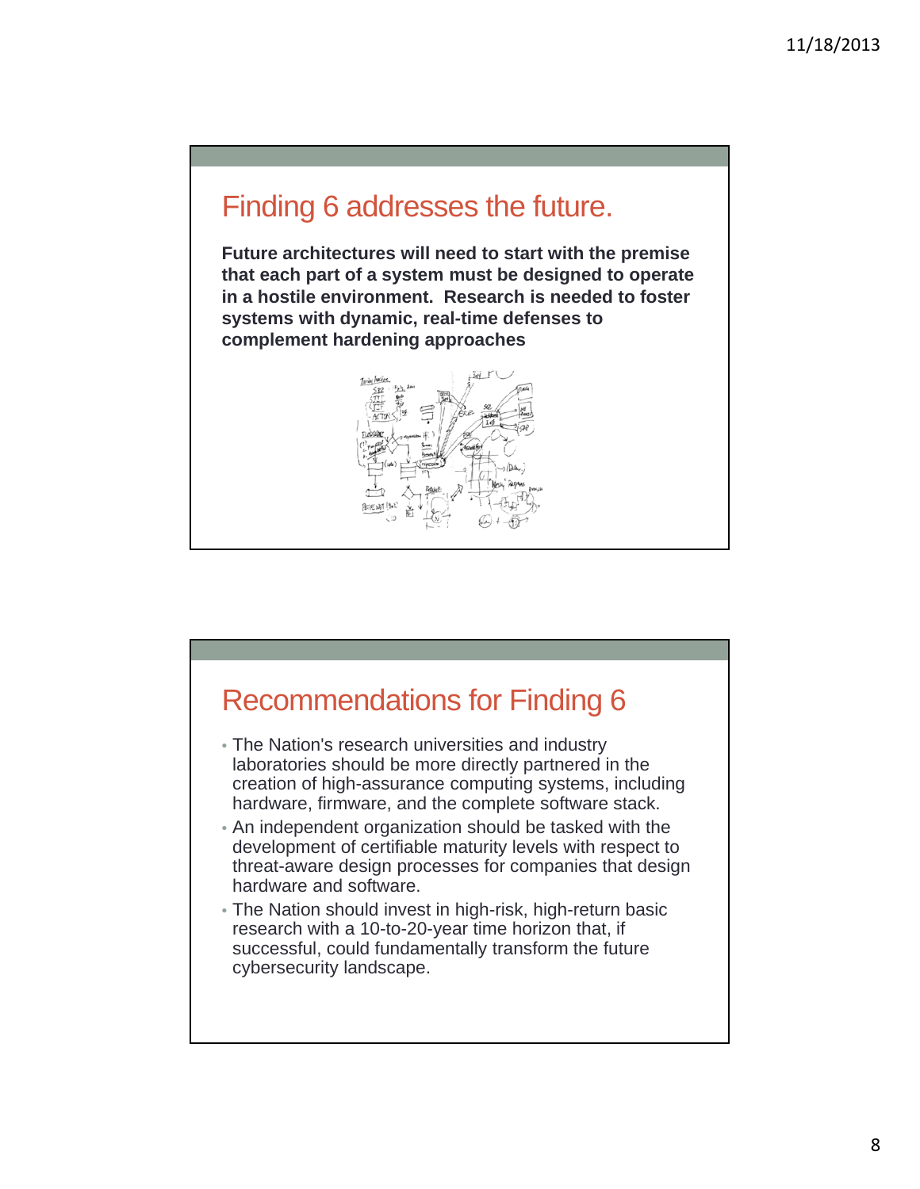## Finding 6 addresses the future.

**Future architectures will need to start with the premise that each part of a system must be designed to operate in a hostile environment. Research is needed to foster systems with dynamic, real-time defenses to complement hardening approaches**

## Recommendations for Finding 6

- The Nation's research universities and industry laboratories should be more directly partnered in the creation of high-assurance computing systems, including hardware, firmware, and the complete software stack.
- An independent organization should be tasked with the development of certifiable maturity levels with respect to threat-aware design processes for companies that design hardware and software.
- The Nation should invest in high-risk, high-return basic research with a 10-to-20-year time horizon that, if successful, could fundamentally transform the future cybersecurity landscape.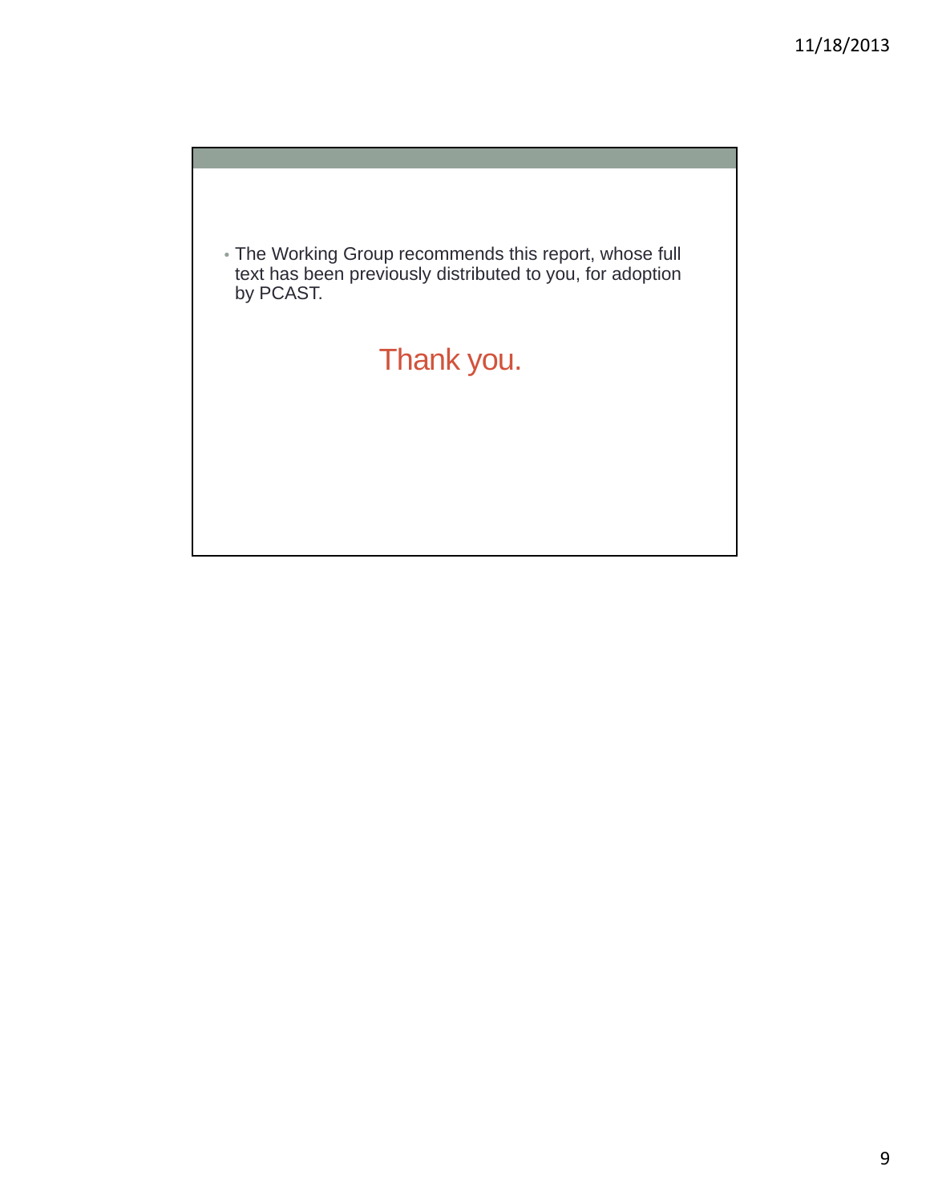- The Working Group recommends this report, whose full text has been previously distributed to you, for adoption by PCAST.

Thank you.